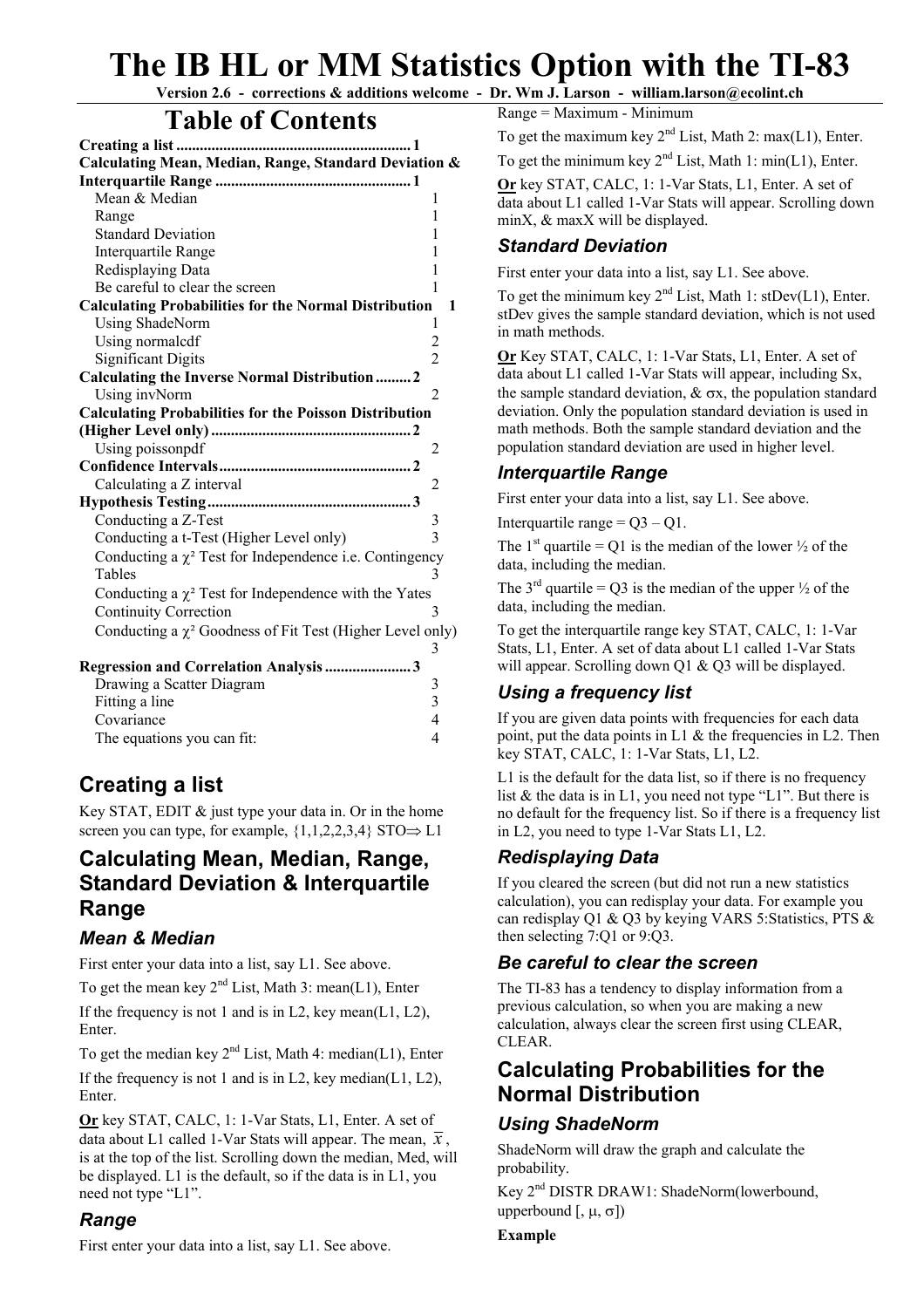# The IB HL or MM Statistics Option with the TI-83

**Version 2.6 - corrections & additions welcome - Dr. Wm J. Larson - william.larson@ecolint.ch**

# Table of Contents

| | |
|---|---|
| **Creating a list** | **1** |
| **Calculating Mean, Median, Range, Standard Deviation & Interquartile Range** | **1** |
| Mean & Median | 1 |
| Range | 1 |
| Standard Deviation | 1 |
| Interquartile Range | 1 |
| Redisplaying Data | 1 |
| Be careful to clear the screen | 1 |
| **Calculating Probabilities for the Normal Distribution** | **1** |
| Using ShadeNorm | 1 |
| Using normalcdf | 2 |
| Significant Digits | 2 |
| **Calculating the Inverse Normal Distribution** | **2** |
| Using invNorm | 2 |
| **Calculating Probabilities for the Poisson Distribution (Higher Level only)** | **2** |
| Using poissonpdf | 2 |
| **Confidence Intervals** | **2** |
| Calculating a Z interval | 2 |
| **Hypothesis Testing** | **3** |
| Conducting a Z-Test | 3 |
| Conducting a t-Test (Higher Level only) | 3 |
| Conducting a χ² Test for Independence i.e. Contingency Tables | 3 |
| Conducting a χ² Test for Independence with the Yates Continuity Correction | 3 |
| Conducting a χ² Goodness of Fit Test (Higher Level only) | 3 |
| **Regression and Correlation Analysis** | **3** |
| Drawing a Scatter Diagram | 3 |
| Fitting a line | 3 |
| Covariance | 4 |
| The equations you can fit: | 4 |

## Creating a list

Key STAT, EDIT & just type your data in. Or in the home screen you can type, for example, {1,1,2,2,3,4} STO⇒ L1

## Calculating Mean, Median, Range, Standard Deviation & Interquartile Range

### *Mean & Median*

First enter your data into a list, say L1. See above.

To get the mean key 2nd List, Math 3: mean(L1), Enter

If the frequency is not 1 and is in L2, key mean(L1, L2), Enter.

To get the median key 2nd List, Math 4: median(L1), Enter

If the frequency is not 1 and is in L2, key median(L1, L2), Enter.

**Or** key STAT, CALC, 1: 1-Var Stats, L1, Enter. A set of data about L1 called 1-Var Stats will appear. The mean, $\bar{x}$, is at the top of the list. Scrolling down the median, Med, will be displayed. L1 is the default, so if the data is in L1, you need not type "L1".

### *Range*

First enter your data into a list, say L1. See above.

Range = Maximum - Minimum

To get the maximum key 2nd List, Math 2: max(L1), Enter.

To get the minimum key 2nd List, Math 1: min(L1), Enter.

**Or** key STAT, CALC, 1: 1-Var Stats, L1, Enter. A set of data about L1 called 1-Var Stats will appear. Scrolling down minX, & maxX will be displayed.

### *Standard Deviation*

First enter your data into a list, say L1. See above.

To get the minimum key 2nd List, Math 1: stDev(L1), Enter. stDev gives the sample standard deviation, which is not used in math methods.

**Or** Key STAT, CALC, 1: 1-Var Stats, L1, Enter. A set of data about L1 called 1-Var Stats will appear, including Sx, the sample standard deviation, & σx, the population standard deviation. Only the population standard deviation is used in math methods. Both the sample standard deviation and the population standard deviation are used in higher level.

### *Interquartile Range*

First enter your data into a list, say L1. See above.

Interquartile range = Q3 – Q1.

The 1st quartile = Q1 is the median of the lower ½ of the data, including the median.

The 3rd quartile = Q3 is the median of the upper ½ of the data, including the median.

To get the interquartile range key STAT, CALC, 1: 1-Var Stats, L1, Enter. A set of data about L1 called 1-Var Stats will appear. Scrolling down Q1 & Q3 will be displayed.

### *Using a frequency list*

If you are given data points with frequencies for each data point, put the data points in L1 & the frequencies in L2. Then key STAT, CALC, 1: 1-Var Stats, L1, L2.

L1 is the default for the data list, so if there is no frequency list & the data is in L1, you need not type "L1". But there is no default for the frequency list. So if there is a frequency list in L2, you need to type 1-Var Stats L1, L2.

### *Redisplaying Data*

If you cleared the screen (but did not run a new statistics calculation), you can redisplay your data. For example you can redisplay Q1 & Q3 by keying VARS 5:Statistics, PTS & then selecting 7:Q1 or 9:Q3.

### *Be careful to clear the screen*

The TI-83 has a tendency to display information from a previous calculation, so when you are making a new calculation, always clear the screen first using CLEAR, CLEAR.

## Calculating Probabilities for the Normal Distribution

### *Using ShadeNorm*

ShadeNorm will draw the graph and calculate the probability.

Key 2nd DISTR DRAW1: ShadeNorm(lowerbound, upperbound [, μ, σ])

**Example**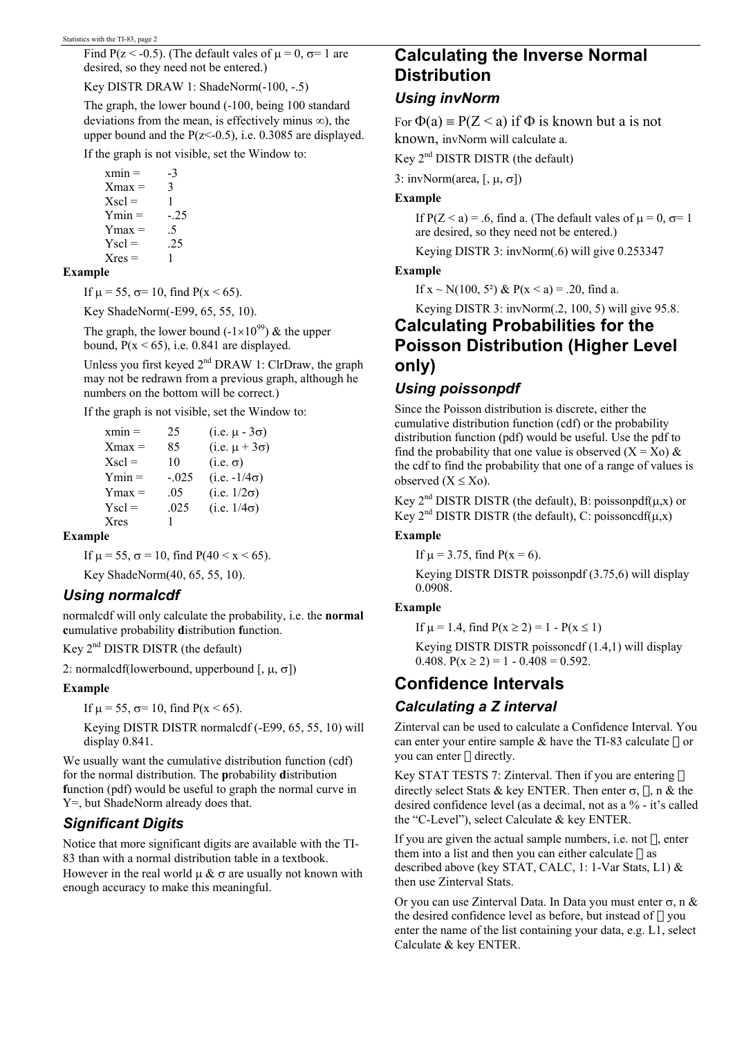Find $P(z < -0.5)$. (The default vales of $\mu = 0$, $\sigma = 1$ are desired, so they need not be entered.)

Key DISTR DRAW 1: ShadeNorm(-100, -.5)

The graph, the lower bound (-100, being 100 standard deviations from the mean, is effectively minus $\infty$), the upper bound and the $P(z<-0.5)$, i.e. 0.3085 are displayed.

If the graph is not visible, set the Window to:

| | |
|---|---|
| xmin = | -3 |
| Xmax = | 3 |
| Xscl = | 1 |
| Ymin = | -.25 |
| Ymax = | .5 |
| Yscl = | .25 |
| Xres = | 1 |

**Example**

If $\mu = 55$, $\sigma = 10$, find $P(x < 65)$.

Key ShadeNorm(-E99, 65, 55, 10).

The graph, the lower bound ($-1\times10^{99}$) & the upper bound, $P(x < 65)$, i.e. 0.841 are displayed.

Unless you first keyed 2nd DRAW 1: ClrDraw, the graph may not be redrawn from a previous graph, although he numbers on the bottom will be correct.)

If the graph is not visible, set the Window to:

| | | |
|---|---|---|
| xmin = | 25 | (i.e. $\mu - 3\sigma$) |
| Xmax = | 85 | (i.e. $\mu + 3\sigma$) |
| Xscl = | 10 | (i.e. $\sigma$) |
| Ymin = | -.025 | (i.e. $-1/4\sigma$) |
| Ymax = | .05 | (i.e. $1/2\sigma$) |
| Yscl = | .025 | (i.e. $1/4\sigma$) |
| Xres | 1 | |

**Example**

If $\mu = 55$, $\sigma = 10$, find $P(40 < x < 65)$.

Key ShadeNorm(40, 65, 55, 10).

### *Using normalcdf*

normalcdf will only calculate the probability, i.e. the **normal** **c**umulative probability **d**istribution **f**unction.

Key 2nd DISTR DISTR (the default)

2: normalcdf(lowerbound, upperbound [, $\mu$, $\sigma$])

**Example**

If $\mu = 55$, $\sigma = 10$, find $P(x < 65)$.

Keying DISTR DISTR normalcdf (-E99, 65, 55, 10) will display 0.841.

We usually want the cumulative distribution function (cdf) for the normal distribution. The **p**robability **d**istribution **f**unction (pdf) would be useful to graph the normal curve in Y=, but ShadeNorm already does that.

### *Significant Digits*

Notice that more significant digits are available with the TI-83 than with a normal distribution table in a textbook. However in the real world $\mu$ & $\sigma$ are usually not known with enough accuracy to make this meaningful.

## Calculating the Inverse Normal Distribution

### *Using invNorm*

For $\Phi(a) \equiv P(Z < a)$ if $\Phi$ is known but a is not known, invNorm will calculate a.

Key 2nd DISTR DISTR (the default)

3: invNorm(area, [, $\mu$, $\sigma$])

**Example**

If $P(Z < a) = .6$, find a. (The default vales of $\mu = 0$, $\sigma = 1$ are desired, so they need not be entered.)

Keying DISTR 3: invNorm(.6) will give 0.253347

**Example**

If $x \sim N(100, 5^2)$ & $P(x < a) = .20$, find a.

Keying DISTR 3: invNorm(.2, 100, 5) will give 95.8.

## Calculating Probabilities for the Poisson Distribution (Higher Level only)

### *Using poissonpdf*

Since the Poisson distribution is discrete, either the cumulative distribution function (cdf) or the probability distribution function (pdf) would be useful. Use the pdf to find the probability that one value is observed ($X = Xo$) & the cdf to find the probability that one of a range of values is observed ($X \leq Xo$).

Key 2nd DISTR DISTR (the default), B: poissonpdf($\mu$,x) or Key 2nd DISTR DISTR (the default), C: poissoncdf($\mu$,x)

**Example**

If $\mu = 3.75$, find $P(x = 6)$.

Keying DISTR DISTR poissonpdf (3.75,6) will display 0.0908.

**Example**

If $\mu = 1.4$, find $P(x \geq 2) = 1 - P(x \leq 1)$

Keying DISTR DISTR poissoncdf (1.4,1) will display 0.408. $P(x \geq 2) = 1 - 0.408 = 0.592$.

## Confidence Intervals

### *Calculating a Z interval*

Zinterval can be used to calculate a Confidence Interval. You can enter your entire sample & have the TI-83 calculate  or you can enter  directly.

Key STAT TESTS 7: Zinterval. Then if you are entering  directly select Stats & key ENTER. Then enter $\sigma$, , n & the desired confidence level (as a decimal, not as a % - it's called the "C-Level"), select Calculate & key ENTER.

If you are given the actual sample numbers, i.e. not , enter them into a list and then you can either calculate  as described above (key STAT, CALC, 1: 1-Var Stats, L1) & then use Zinterval Stats.

Or you can use Zinterval Data. In Data you must enter $\sigma$, n & the desired confidence level as before, but instead of  you enter the name of the list containing your data, e.g. L1, select Calculate & key ENTER.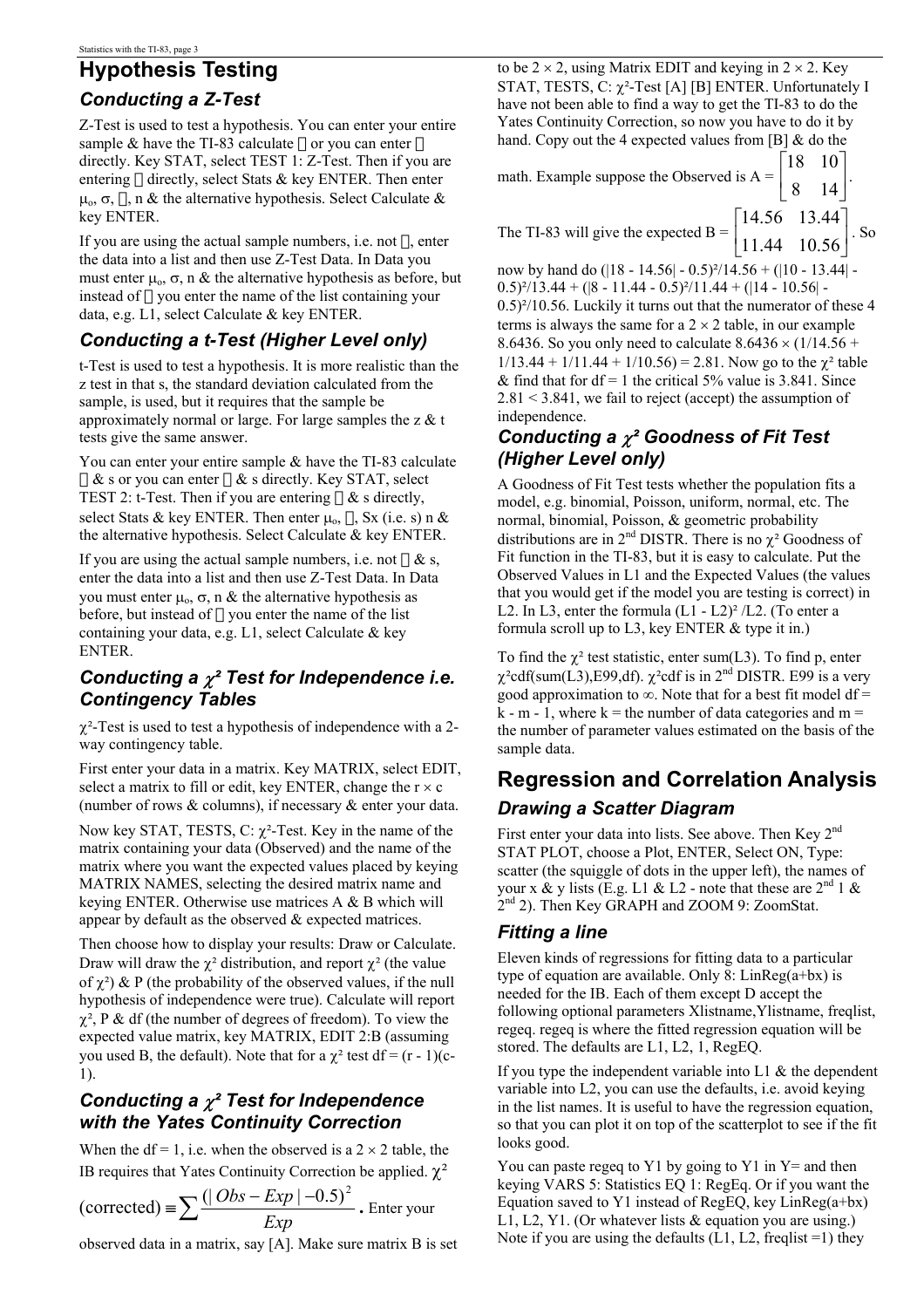# Hypothesis Testing

## Conducting a Z-Test

Z-Test is used to test a hypothesis. You can enter your entire sample & have the TI-83 calculate  or you can enter  directly. Key STAT, select TEST 1: Z-Test. Then if you are entering  directly, select Stats & key ENTER. Then enter $\mu_o$, $\sigma$, , n & the alternative hypothesis. Select Calculate & key ENTER.

If you are using the actual sample numbers, i.e. not , enter the data into a list and then use Z-Test Data. In Data you must enter $\mu_o$, $\sigma$, n & the alternative hypothesis as before, but instead of  you enter the name of the list containing your data, e.g. L1, select Calculate & key ENTER.

## Conducting a t-Test (Higher Level only)

t-Test is used to test a hypothesis. It is more realistic than the z test in that s, the standard deviation calculated from the sample, is used, but it requires that the sample be approximately normal or large. For large samples the z & t tests give the same answer.

You can enter your entire sample & have the TI-83 calculate  & s or you can enter  & s directly. Key STAT, select TEST 2: t-Test. Then if you are entering  & s directly, select Stats & key ENTER. Then enter $\mu_o$, , Sx (i.e. s) n & the alternative hypothesis. Select Calculate & key ENTER.

If you are using the actual sample numbers, i.e. not  & s, enter the data into a list and then use Z-Test Data. In Data you must enter $\mu_o$, $\sigma$, n & the alternative hypothesis as before, but instead of  you enter the name of the list containing your data, e.g. L1, select Calculate & key ENTER.

## Conducting a $\chi^2$ Test for Independence i.e. Contingency Tables

$\chi^2$-Test is used to test a hypothesis of independence with a 2-way contingency table.

First enter your data in a matrix. Key MATRIX, select EDIT, select a matrix to fill or edit, key ENTER, change the r × c (number of rows & columns), if necessary & enter your data.

Now key STAT, TESTS, C: $\chi^2$-Test. Key in the name of the matrix containing your data (Observed) and the name of the matrix where you want the expected values placed by keying MATRIX NAMES, selecting the desired matrix name and keying ENTER. Otherwise use matrices A & B which will appear by default as the observed & expected matrices.

Then choose how to display your results: Draw or Calculate. Draw will draw the $\chi^2$ distribution, and report $\chi^2$ (the value of $\chi^2$) & P (the probability of the observed values, if the null hypothesis of independence were true). Calculate will report $\chi^2$, P & df (the number of degrees of freedom). To view the expected value matrix, key MATRIX, EDIT 2:B (assuming you used B, the default). Note that for a $\chi^2$ test df = (r - 1)(c - 1).

## Conducting a $\chi^2$ Test for Independence with the Yates Continuity Correction

When the df = 1, i.e. when the observed is a 2 × 2 table, the IB requires that Yates Continuity Correction be applied. $\chi^2$ (corrected) $\equiv \sum \frac{(|Obs - Exp| - 0.5)^2}{Exp}$. Enter your observed data in a matrix, say [A]. Make sure matrix B is set to be 2 × 2, using Matrix EDIT and keying in 2 × 2. Key STAT, TESTS, C: $\chi^2$-Test [A] [B] ENTER. Unfortunately I have not been able to find a way to get the TI-83 to do the Yates Continuity Correction, so now you have to do it by hand. Copy out the 4 expected values from [B] & do the math. Example suppose the Observed is A = $\begin{bmatrix} 18 & 10 \\ 8 & 14 \end{bmatrix}$.

The TI-83 will give the expected B = $\begin{bmatrix} 14.56 & 13.44 \\ 11.44 & 10.56 \end{bmatrix}$. So now by hand do $(|18 - 14.56| - 0.5)^2/14.56 + (|10 - 13.44| - 0.5)^2/13.44 + (|8 - 11.44| - 0.5)^2/11.44 + (|14 - 10.56| - 0.5)^2/10.56$. Luckily it turns out that the numerator of these 4 terms is always the same for a 2 × 2 table, in our example 8.6436. So you only need to calculate $8.6436 \times (1/14.56 + 1/13.44 + 1/11.44 + 1/10.56) = 2.81$. Now go to the $\chi^2$ table & find that for df = 1 the critical 5% value is 3.841. Since 2.81 < 3.841, we fail to reject (accept) the assumption of independence.

## Conducting a $\chi^2$ Goodness of Fit Test (Higher Level only)

A Goodness of Fit Test tests whether the population fits a model, e.g. binomial, Poisson, uniform, normal, etc. The normal, binomial, Poisson, & geometric probability distributions are in 2nd DISTR. There is no $\chi^2$ Goodness of Fit function in the TI-83, but it is easy to calculate. Put the Observed Values in L1 and the Expected Values (the values that you would get if the model you are testing is correct) in L2. In L3, enter the formula (L1 - L2)² /L2. (To enter a formula scroll up to L3, key ENTER & type it in.)

To find the $\chi^2$ test statistic, enter sum(L3). To find p, enter $\chi^2$cdf(sum(L3),E99,df). $\chi^2$cdf is in 2nd DISTR. E99 is a very good approximation to $\infty$. Note that for a best fit model df = k - m - 1, where k = the number of data categories and m = the number of parameter values estimated on the basis of the sample data.

# Regression and Correlation Analysis

## Drawing a Scatter Diagram

First enter your data into lists. See above. Then Key 2nd STAT PLOT, choose a Plot, ENTER, Select ON, Type: scatter (the squiggle of dots in the upper left), the names of your x & y lists (E.g. L1 & L2 - note that these are 2nd 1 & 2nd 2). Then Key GRAPH and ZOOM 9: ZoomStat.

## Fitting a line

Eleven kinds of regressions for fitting data to a particular type of equation are available. Only 8: LinReg(a+bx) is needed for the IB. Each of them except D accept the following optional parameters Xlistname,Ylistname, freqlist, regeq. regeq is where the fitted regression equation will be stored. The defaults are L1, L2, 1, RegEQ.

If you type the independent variable into L1 & the dependent variable into L2, you can use the defaults, i.e. avoid keying in the list names. It is useful to have the regression equation, so that you can plot it on top of the scatterplot to see if the fit looks good.

You can paste regeq to Y1 by going to Y1 in Y= and then keying VARS 5: Statistics EQ 1: RegEq. Or if you want the Equation saved to Y1 instead of RegEQ, key LinReg(a+bx) L1, L2, Y1. (Or whatever lists & equation you are using.) Note if you are using the defaults (L1, L2, freqlist =1) they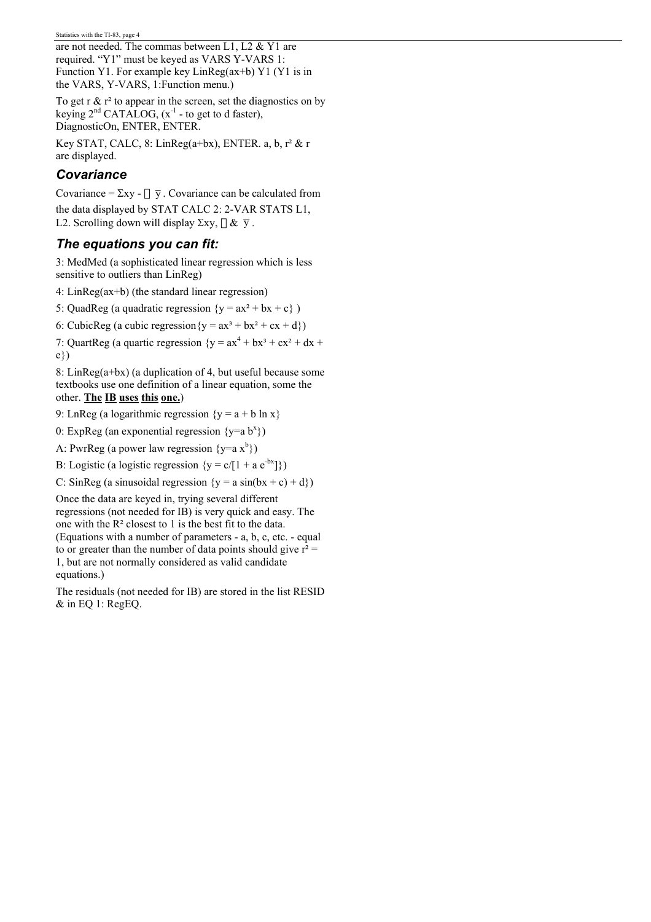are not needed. The commas between L1, L2 & Y1 are required. "Y1" must be keyed as VARS Y-VARS 1: Function Y1. For example key LinReg(ax+b) Y1 (Y1 is in the VARS, Y-VARS, 1:Function menu.)

To get r & $r^2$ to appear in the screen, set the diagnostics on by keying 2[nd] CATALOG, ($x^{-1}$ - to get to d faster), DiagnosticOn, ENTER, ENTER.

Key STAT, CALC, 8: LinReg(a+bx), ENTER. a, b, $r^2$ & r are displayed.

### *Covariance*

Covariance = $\Sigma xy - \bar{x}\,\bar{y}$. Covariance can be calculated from the data displayed by STAT CALC 2: 2-VAR STATS L1, L2. Scrolling down will display $\Sigma xy$, $\bar{x}$ & $\bar{y}$.

### *The equations you can fit:*

3: MedMed (a sophisticated linear regression which is less sensitive to outliers than LinReg)

4: LinReg(ax+b) (the standard linear regression)

5: QuadReg (a quadratic regression $\{y = ax^2 + bx + c\}$ )

6: CubicReg (a cubic regression$\{y = ax^3 + bx^2 + cx + d\}$)

7: QuartReg (a quartic regression $\{y = ax^4 + bx^3 + cx^2 + dx + e\}$)

8: LinReg(a+bx) (a duplication of 4, but useful because some textbooks use one definition of a linear equation, some the other. **The IB uses this one.**)

9: LnReg (a logarithmic regression $\{y = a + b \ln x\}$

0: ExpReg (an exponential regression $\{y=a\, b^x\}$)

A: PwrReg (a power law regression $\{y=a\, x^b\}$)

B: Logistic (a logistic regression $\{y = c/[1 + a\, e^{-bx}]\}$)

C: SinReg (a sinusoidal regression $\{y = a \sin(bx + c) + d\}$)

Once the data are keyed in, trying several different regressions (not needed for IB) is very quick and easy. The one with the $R^2$ closest to 1 is the best fit to the data. (Equations with a number of parameters - a, b, c, etc. - equal to or greater than the number of data points should give $r^2 = 1$, but are not normally considered as valid candidate equations.)

The residuals (not needed for IB) are stored in the list RESID & in EQ 1: RegEQ.